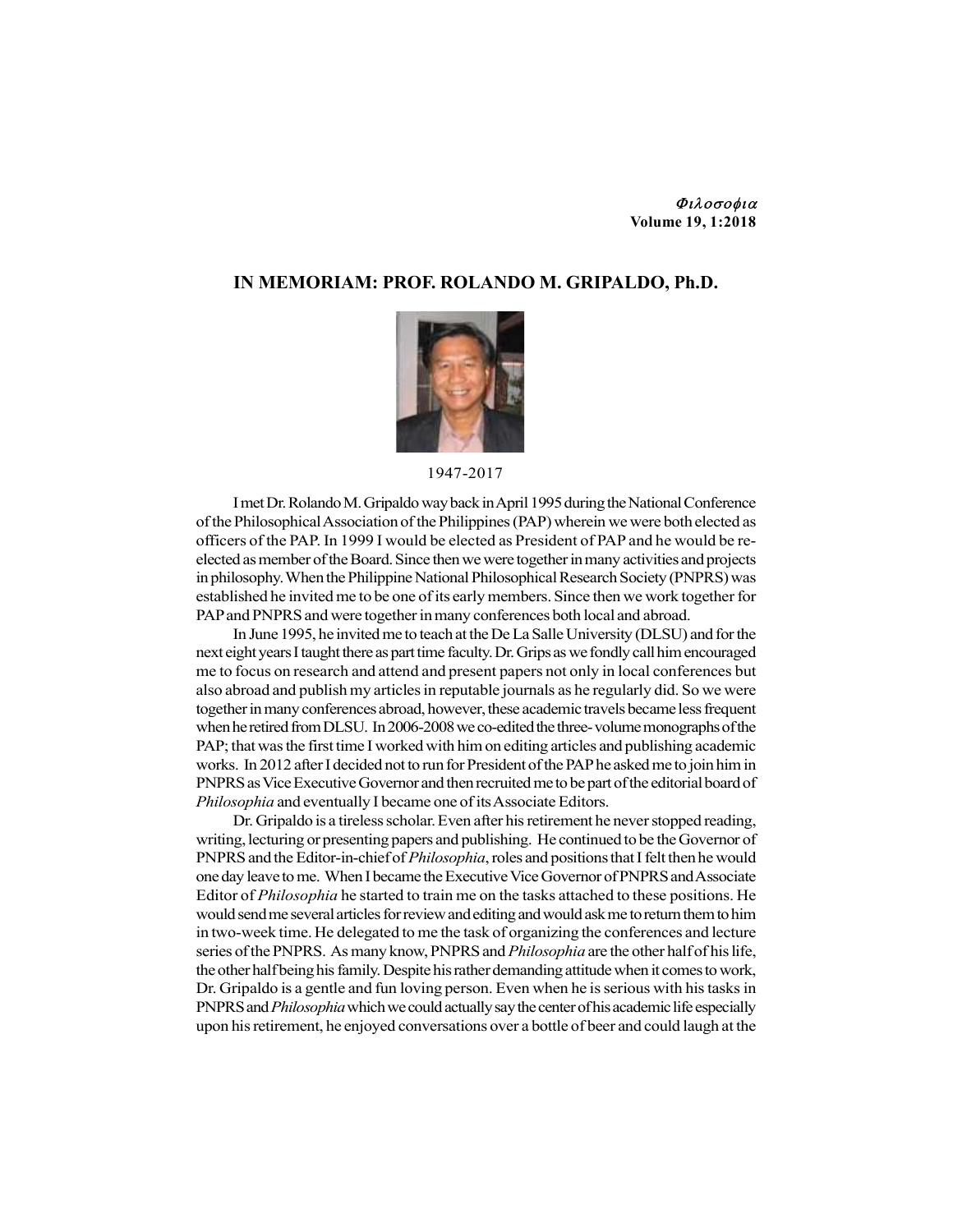# IN MEMORIAM: PROF. ROLANDO M. GRIPALDO, Ph.D.

1947-2017

I met Dr. Rolando M. Gripaldo way back in April 1995 during the National Conference of the Philosophical Association of the Philippines (PAP) wherein we were both elected as officers of the PAP. In 1999 I would be elected as President of PAP and he would be re-elected as member of the Board. Since then we were together in many activities and projects in philosophy. When the Philippine National Philosophical Research Society (PNPRS) was established he invited me to be one of its early members. Since then we work together for PAP and PNPRS and were together in many conferences both local and abroad.

In June 1995, he invited me to teach at the De La Salle University (DLSU) and for the next eight years I taught there as part time faculty. Dr. Grips as we fondly call him encouraged me to focus on research and attend and present papers not only in local conferences but also abroad and publish my articles in reputable journals as he regularly did. So we were together in many conferences abroad, however, these academic travels became less frequent when he retired from DLSU. In 2006-2008 we co-edited the three- volume monographs of the PAP; that was the first time I worked with him on editing articles and publishing academic works. In 2012 after I decided not to run for President of the PAP he asked me to join him in PNPRS as Vice Executive Governor and then recruited me to be part of the editorial board of *Philosophia* and eventually I became one of its Associate Editors.

Dr. Gripaldo is a tireless scholar. Even after his retirement he never stopped reading, writing, lecturing or presenting papers and publishing. He continued to be the Governor of PNPRS and the Editor-in-chief of *Philosophia*, roles and positions that I felt then he would one day leave to me. When I became the Executive Vice Governor of PNPRS and Associate Editor of *Philosophia* he started to train me on the tasks attached to these positions. He would send me several articles for review and editing and would ask me to return them to him in two-week time. He delegated to me the task of organizing the conferences and lecture series of the PNPRS. As many know, PNPRS and *Philosophia* are the other half of his life, the other half being his family. Despite his rather demanding attitude when it comes to work, Dr. Gripaldo is a gentle and fun loving person. Even when he is serious with his tasks in PNPRS and *Philosophia* which we could actually say the center of his academic life especially upon his retirement, he enjoyed conversations over a bottle of beer and could laugh at the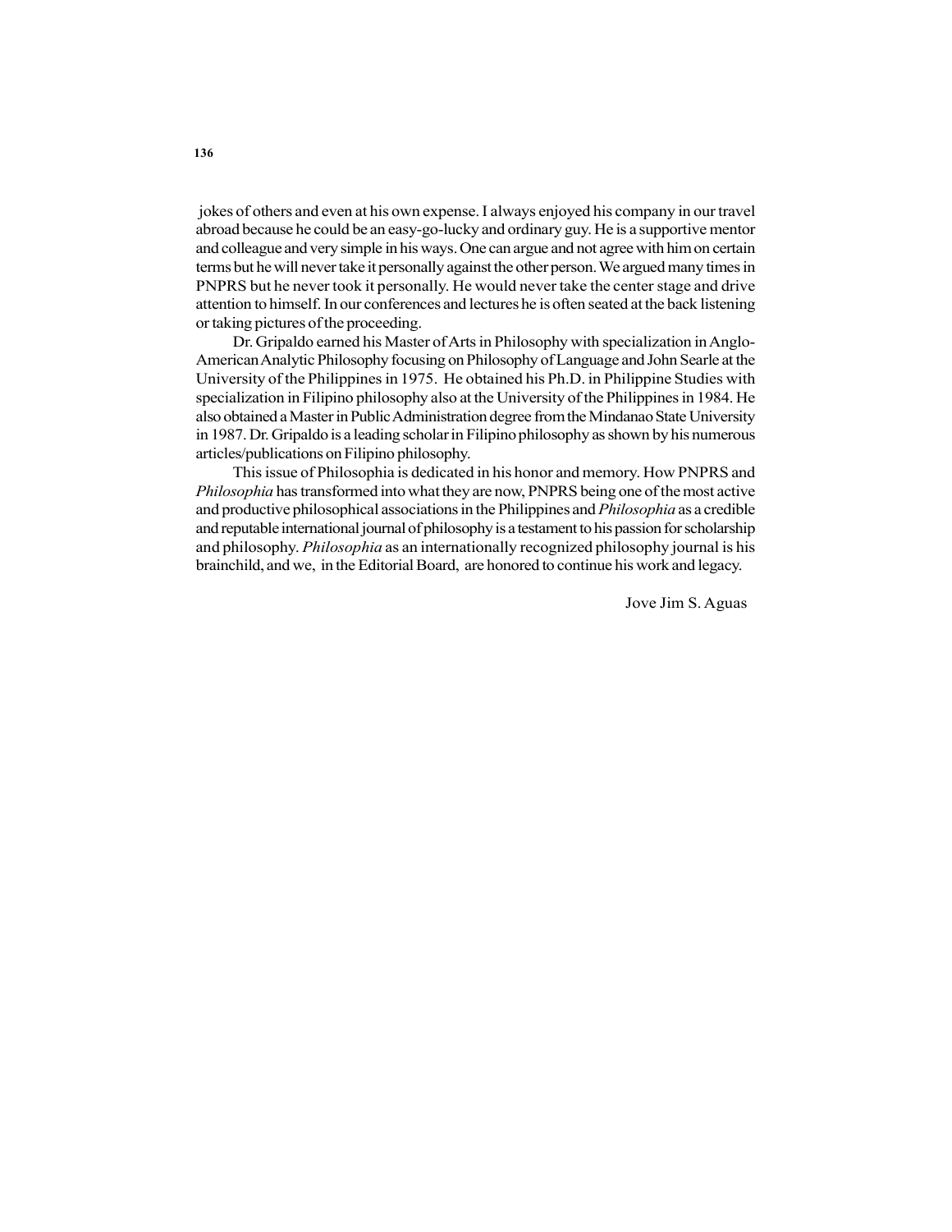jokes of others and even at his own expense. I always enjoyed his company in our travel abroad because he could be an easy-go-lucky and ordinary guy. He is a supportive mentor and colleague and very simple in his ways. One can argue and not agree with him on certain terms but he will never take it personally against the other person. We argued many times in PNPRS but he never took it personally. He would never take the center stage and drive attention to himself. In our conferences and lectures he is often seated at the back listening or taking pictures of the proceeding.

Dr. Gripaldo earned his Master of Arts in Philosophy with specialization in Anglo-American Analytic Philosophy focusing on Philosophy of Language and John Searle at the University of the Philippines in 1975. He obtained his Ph.D. in Philippine Studies with specialization in Filipino philosophy also at the University of the Philippines in 1984. He also obtained a Master in Public Administration degree from the Mindanao State University in 1987. Dr. Gripaldo is a leading scholar in Filipino philosophy as shown by his numerous articles/publications on Filipino philosophy.

This issue of Philosophia is dedicated in his honor and memory. How PNPRS and *Philosophia* has transformed into what they are now, PNPRS being one of the most active and productive philosophical associations in the Philippines and *Philosophia* as a credible and reputable international journal of philosophy is a testament to his passion for scholarship and philosophy. *Philosophia* as an internationally recognized philosophy journal is his brainchild, and we, in the Editorial Board, are honored to continue his work and legacy.

Jove Jim S. Aguas